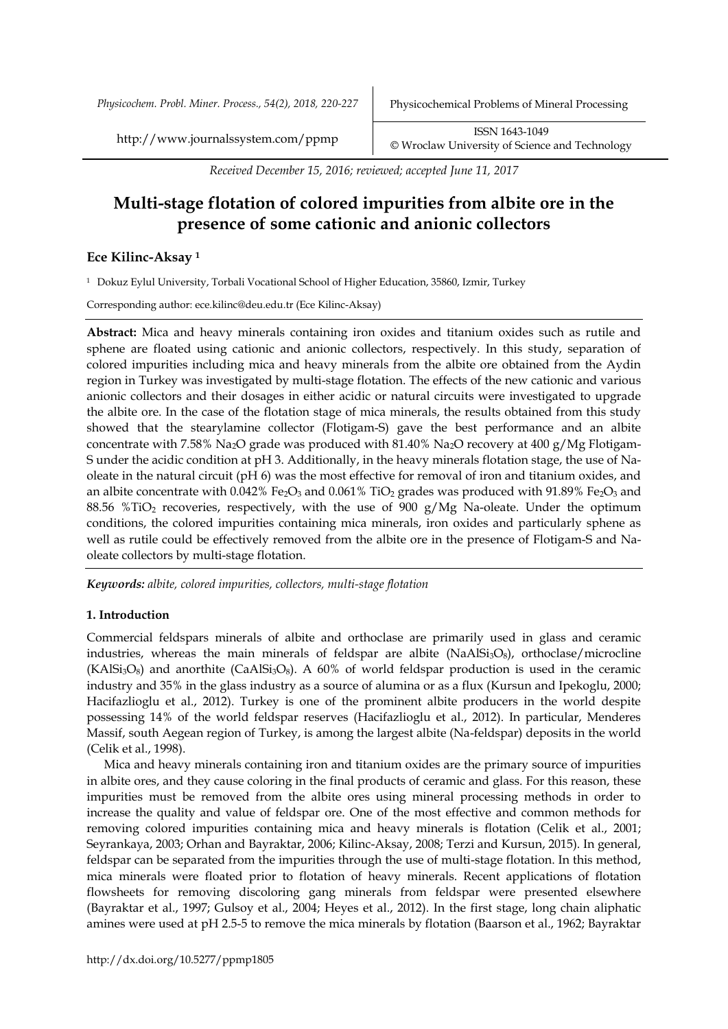*Received December 15, 2016; reviewed; accepted June 11, 2017*

# Multi-stage flotation of colored impurities from albite ore in the presence of some cationic and anionic collectors

## Ece Kilinc-Aksay [1]

[1] Dokuz Eylul University, Torbali Vocational School of Higher Education, 35860, Izmir, Turkey

Corresponding author: ece.kilinc@deu.edu.tr (Ece Kilinc-Aksay)

**Abstract:** Mica and heavy minerals containing iron oxides and titanium oxides such as rutile and sphene are floated using cationic and anionic collectors, respectively. In this study, separation of colored impurities including mica and heavy minerals from the albite ore obtained from the Aydin region in Turkey was investigated by multi-stage flotation. The effects of the new cationic and various anionic collectors and their dosages in either acidic or natural circuits were investigated to upgrade the albite ore. In the case of the flotation stage of mica minerals, the results obtained from this study showed that the stearylamine collector (Flotigam-S) gave the best performance and an albite concentrate with 7.58% $Na_2O$ grade was produced with 81.40% $Na_2O$ recovery at 400 g/Mg Flotigam-S under the acidic condition at pH 3. Additionally, in the heavy minerals flotation stage, the use of Na-oleate in the natural circuit (pH 6) was the most effective for removal of iron and titanium oxides, and an albite concentrate with 0.042% $Fe_2O_3$ and 0.061% $TiO_2$ grades was produced with 91.89% $Fe_2O_3$ and 88.56 %$TiO_2$ recoveries, respectively, with the use of 900 g/Mg Na-oleate. Under the optimum conditions, the colored impurities containing mica minerals, iron oxides and particularly sphene as well as rutile could be effectively removed from the albite ore in the presence of Flotigam-S and Na-oleate collectors by multi-stage flotation.

***Keywords:*** *albite, colored impurities, collectors, multi-stage flotation*

## 1. Introduction

Commercial feldspars minerals of albite and orthoclase are primarily used in glass and ceramic industries, whereas the main minerals of feldspar are albite ($NaAlSi_3O_8$), orthoclase/microcline ($KAlSi_3O_8$) and anorthite ($CaAlSi_3O_8$). A 60% of world feldspar production is used in the ceramic industry and 35% in the glass industry as a source of alumina or as a flux (Kursun and Ipekoglu, 2000; Hacifazlioglu et al., 2012). Turkey is one of the prominent albite producers in the world despite possessing 14% of the world feldspar reserves (Hacifazlioglu et al., 2012). In particular, Menderes Massif, south Aegean region of Turkey, is among the largest albite (Na-feldspar) deposits in the world (Celik et al., 1998).

Mica and heavy minerals containing iron and titanium oxides are the primary source of impurities in albite ores, and they cause coloring in the final products of ceramic and glass. For this reason, these impurities must be removed from the albite ores using mineral processing methods in order to increase the quality and value of feldspar ore. One of the most effective and common methods for removing colored impurities containing mica and heavy minerals is flotation (Celik et al., 2001; Seyrankaya, 2003; Orhan and Bayraktar, 2006; Kilinc-Aksay, 2008; Terzi and Kursun, 2015). In general, feldspar can be separated from the impurities through the use of multi-stage flotation. In this method, mica minerals were floated prior to flotation of heavy minerals. Recent applications of flotation flowsheets for removing discoloring gang minerals from feldspar were presented elsewhere (Bayraktar et al., 1997; Gulsoy et al., 2004; Heyes et al., 2012). In the first stage, long chain aliphatic amines were used at pH 2.5-5 to remove the mica minerals by flotation (Baarson et al., 1962; Bayraktar

http://dx.doi.org/10.5277/ppmp1805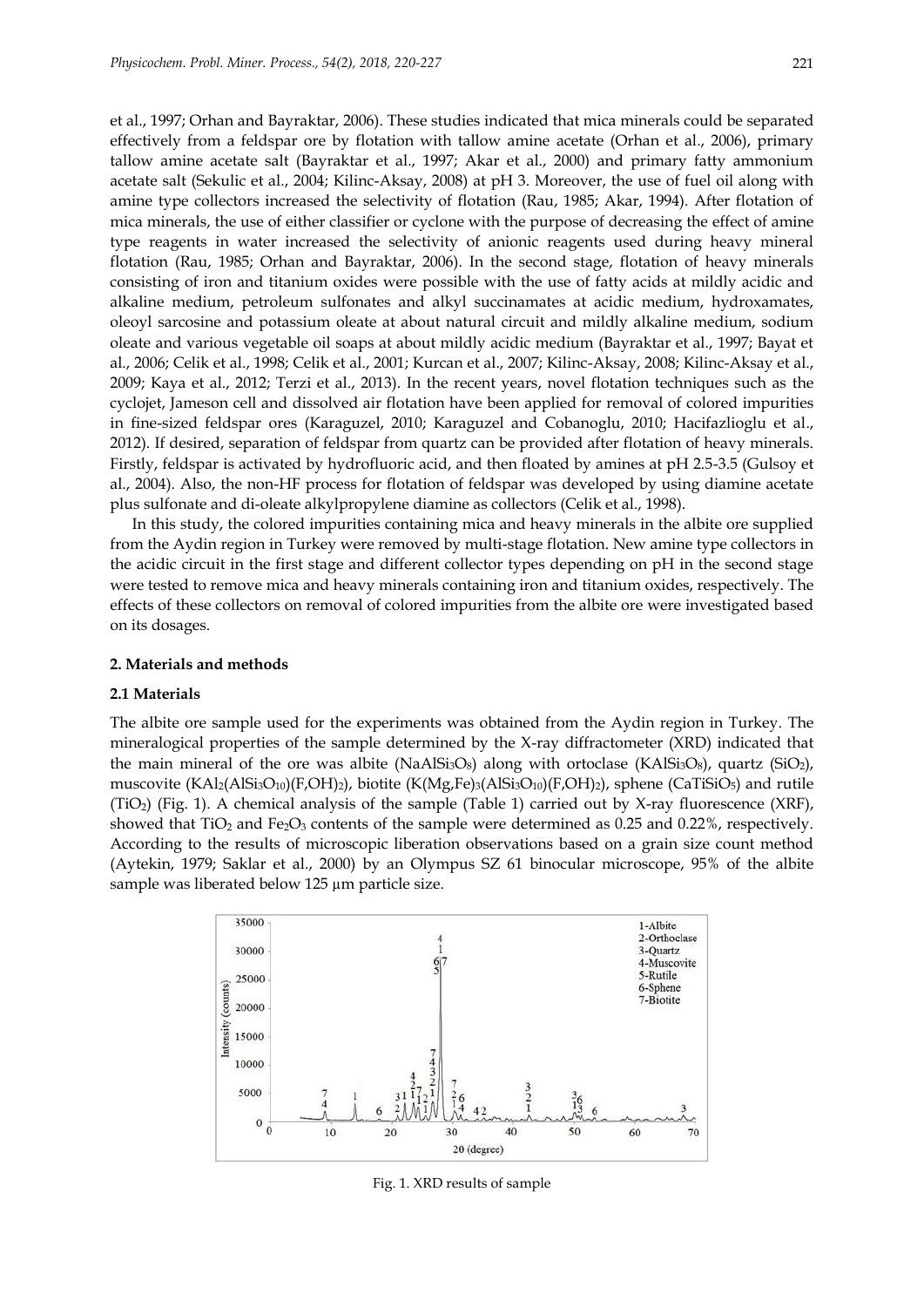et al., 1997; Orhan and Bayraktar, 2006). These studies indicated that mica minerals could be separated effectively from a feldspar ore by flotation with tallow amine acetate (Orhan et al., 2006), primary tallow amine acetate salt (Bayraktar et al., 1997; Akar et al., 2000) and primary fatty ammonium acetate salt (Sekulic et al., 2004; Kilinc-Aksay, 2008) at pH 3. Moreover, the use of fuel oil along with amine type collectors increased the selectivity of flotation (Rau, 1985; Akar, 1994). After flotation of mica minerals, the use of either classifier or cyclone with the purpose of decreasing the effect of amine type reagents in water increased the selectivity of anionic reagents used during heavy mineral flotation (Rau, 1985; Orhan and Bayraktar, 2006). In the second stage, flotation of heavy minerals consisting of iron and titanium oxides were possible with the use of fatty acids at mildly acidic and alkaline medium, petroleum sulfonates and alkyl succinamates at acidic medium, hydroxamates, oleoyl sarcosine and potassium oleate at about natural circuit and mildly alkaline medium, sodium oleate and various vegetable oil soaps at about mildly acidic medium (Bayraktar et al., 1997; Bayat et al., 2006; Celik et al., 1998; Celik et al., 2001; Kurcan et al., 2007; Kilinc-Aksay, 2008; Kilinc-Aksay et al., 2009; Kaya et al., 2012; Terzi et al., 2013). In the recent years, novel flotation techniques such as the cyclojet, Jameson cell and dissolved air flotation have been applied for removal of colored impurities in fine-sized feldspar ores (Karaguzel, 2010; Karaguzel and Cobanoglu, 2010; Hacifazlioglu et al., 2012). If desired, separation of feldspar from quartz can be provided after flotation of heavy minerals. Firstly, feldspar is activated by hydrofluoric acid, and then floated by amines at pH 2.5-3.5 (Gulsoy et al., 2004). Also, the non-HF process for flotation of feldspar was developed by using diamine acetate plus sulfonate and di-oleate alkylpropylene diamine as collectors (Celik et al., 1998).

In this study, the colored impurities containing mica and heavy minerals in the albite ore supplied from the Aydin region in Turkey were removed by multi-stage flotation. New amine type collectors in the acidic circuit in the first stage and different collector types depending on pH in the second stage were tested to remove mica and heavy minerals containing iron and titanium oxides, respectively. The effects of these collectors on removal of colored impurities from the albite ore were investigated based on its dosages.

## 2. Materials and methods

### 2.1 Materials

The albite ore sample used for the experiments was obtained from the Aydin region in Turkey. The mineralogical properties of the sample determined by the X-ray diffractometer (XRD) indicated that the main mineral of the ore was albite ($NaAlSi_3O_8$) along with ortoclase ($KAlSi_3O_8$), quartz ($SiO_2$), muscovite ($KAl_2(AlSi_3O_{10})(F,OH)_2$), biotite ($K(Mg,Fe)_3(AlSi_3O_{10})(F,OH)_2$), sphene ($CaTiSiO_5$) and rutile ($TiO_2$) (Fig. 1). A chemical analysis of the sample (Table 1) carried out by X-ray fluorescence (XRF), showed that $TiO_2$ and $Fe_2O_3$ contents of the sample were determined as 0.25 and 0.22%, respectively. According to the results of microscopic liberation observations based on a grain size count method (Aytekin, 1979; Saklar et al., 2000) by an Olympus SZ 61 binocular microscope, 95% of the albite sample was liberated below 125 µm particle size.

Fig. 1. XRD results of sample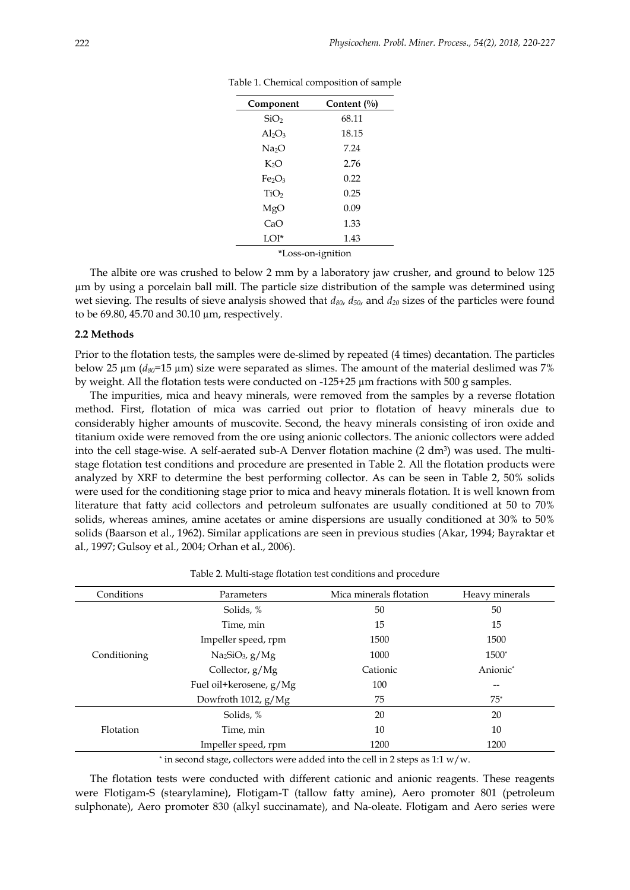Table 1. Chemical composition of sample

| Component | Content (%) |
|---|---|
| $SiO_2$ | 68.11 |
| $Al_2O_3$ | 18.15 |
| $Na_2O$ | 7.24 |
| $K_2O$ | 2.76 |
| $Fe_2O_3$ | 0.22 |
| $TiO_2$ | 0.25 |
| MgO | 0.09 |
| CaO | 1.33 |
| LOI* | 1.43 |

*Loss-on-ignition

The albite ore was crushed to below 2 mm by a laboratory jaw crusher, and ground to below 125 µm by using a porcelain ball mill. The particle size distribution of the sample was determined using wet sieving. The results of sieve analysis showed that $d_{80}$, $d_{50}$, and $d_{20}$ sizes of the particles were found to be 69.80, 45.70 and 30.10 µm, respectively.

### 2.2 Methods

Prior to the flotation tests, the samples were de-slimed by repeated (4 times) decantation. The particles below 25 µm ($d_{80}$=15 µm) size were separated as slimes. The amount of the material deslimed was 7% by weight. All the flotation tests were conducted on -125+25 µm fractions with 500 g samples.

The impurities, mica and heavy minerals, were removed from the samples by a reverse flotation method. First, flotation of mica was carried out prior to flotation of heavy minerals due to considerably higher amounts of muscovite. Second, the heavy minerals consisting of iron oxide and titanium oxide were removed from the ore using anionic collectors. The anionic collectors were added into the cell stage-wise. A self-aerated sub-A Denver flotation machine (2 $dm^3$) was used. The multi-stage flotation test conditions and procedure are presented in Table 2. All the flotation products were analyzed by XRF to determine the best performing collector. As can be seen in Table 2, 50% solids were used for the conditioning stage prior to mica and heavy minerals flotation. It is well known from literature that fatty acid collectors and petroleum sulfonates are usually conditioned at 50 to 70% solids, whereas amines, amine acetates or amine dispersions are usually conditioned at 30% to 50% solids (Baarson et al., 1962). Similar applications are seen in previous studies (Akar, 1994; Bayraktar et al., 1997; Gulsoy et al., 2004; Orhan et al., 2006).

Table 2. Multi-stage flotation test conditions and procedure

| Conditions | Parameters | Mica minerals flotation | Heavy minerals |
|---|---|---|---|
| Conditioning | Solids, % | 50 | 50 |
| | Time, min | 15 | 15 |
| | Impeller speed, rpm | 1500 | 1500 |
| | $Na_2SiO_3$, g/Mg | 1000 | 1500* |
| | Collector, g/Mg | Cationic | Anionic* |
| | Fuel oil+kerosene, g/Mg | 100 | -- |
| | Dowfroth 1012, g/Mg | 75 | 75* |
| Flotation | Solids, % | 20 | 20 |
| | Time, min | 10 | 10 |
| | Impeller speed, rpm | 1200 | 1200 |

* in second stage, collectors were added into the cell in 2 steps as 1:1 w/w.

The flotation tests were conducted with different cationic and anionic reagents. These reagents were Flotigam-S (stearylamine), Flotigam-T (tallow fatty amine), Aero promoter 801 (petroleum sulphonate), Aero promoter 830 (alkyl succinamate), and Na-oleate. Flotigam and Aero series were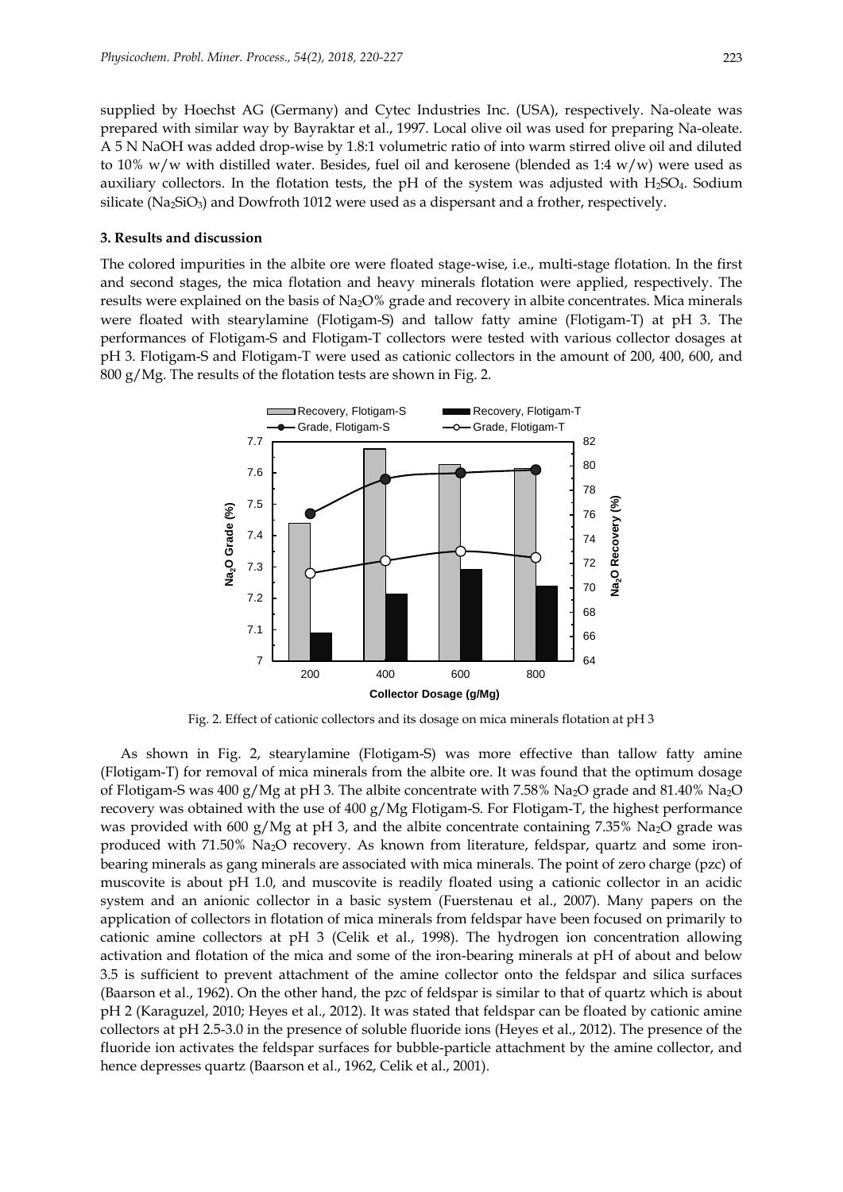supplied by Hoechst AG (Germany) and Cytec Industries Inc. (USA), respectively. Na-oleate was prepared with similar way by Bayraktar et al., 1997. Local olive oil was used for preparing Na-oleate. A 5 N NaOH was added drop-wise by 1.8:1 volumetric ratio of into warm stirred olive oil and diluted to 10% w/w with distilled water. Besides, fuel oil and kerosene (blended as 1:4 w/w) were used as auxiliary collectors. In the flotation tests, the pH of the system was adjusted with $H_2SO_4$. Sodium silicate ($Na_2SiO_3$) and Dowfroth 1012 were used as a dispersant and a frother, respectively.

## 3. Results and discussion

The colored impurities in the albite ore were floated stage-wise, i.e., multi-stage flotation. In the first and second stages, the mica flotation and heavy minerals flotation were applied, respectively. The results were explained on the basis of $Na_2O$% grade and recovery in albite concentrates. Mica minerals were floated with stearylamine (Flotigam-S) and tallow fatty amine (Flotigam-T) at pH 3. The performances of Flotigam-S and Flotigam-T collectors were tested with various collector dosages at pH 3. Flotigam-S and Flotigam-T were used as cationic collectors in the amount of 200, 400, 600, and 800 g/Mg. The results of the flotation tests are shown in Fig. 2.

Fig. 2. Effect of cationic collectors and its dosage on mica minerals flotation at pH 3

As shown in Fig. 2, stearylamine (Flotigam-S) was more effective than tallow fatty amine (Flotigam-T) for removal of mica minerals from the albite ore. It was found that the optimum dosage of Flotigam-S was 400 g/Mg at pH 3. The albite concentrate with 7.58% $Na_2O$ grade and 81.40% $Na_2O$ recovery was obtained with the use of 400 g/Mg Flotigam-S. For Flotigam-T, the highest performance was provided with 600 g/Mg at pH 3, and the albite concentrate containing 7.35% $Na_2O$ grade was produced with 71.50% $Na_2O$ recovery. As known from literature, feldspar, quartz and some iron-bearing minerals as gang minerals are associated with mica minerals. The point of zero charge (pzc) of muscovite is about pH 1.0, and muscovite is readily floated using a cationic collector in an acidic system and an anionic collector in a basic system (Fuerstenau et al., 2007). Many papers on the application of collectors in flotation of mica minerals from feldspar have been focused on primarily to cationic amine collectors at pH 3 (Celik et al., 1998). The hydrogen ion concentration allowing activation and flotation of the mica and some of the iron-bearing minerals at pH of about and below 3.5 is sufficient to prevent attachment of the amine collector onto the feldspar and silica surfaces (Baarson et al., 1962). On the other hand, the pzc of feldspar is similar to that of quartz which is about pH 2 (Karaguzel, 2010; Heyes et al., 2012). It was stated that feldspar can be floated by cationic amine collectors at pH 2.5-3.0 in the presence of soluble fluoride ions (Heyes et al., 2012). The presence of the fluoride ion activates the feldspar surfaces for bubble-particle attachment by the amine collector, and hence depresses quartz (Baarson et al., 1962, Celik et al., 2001).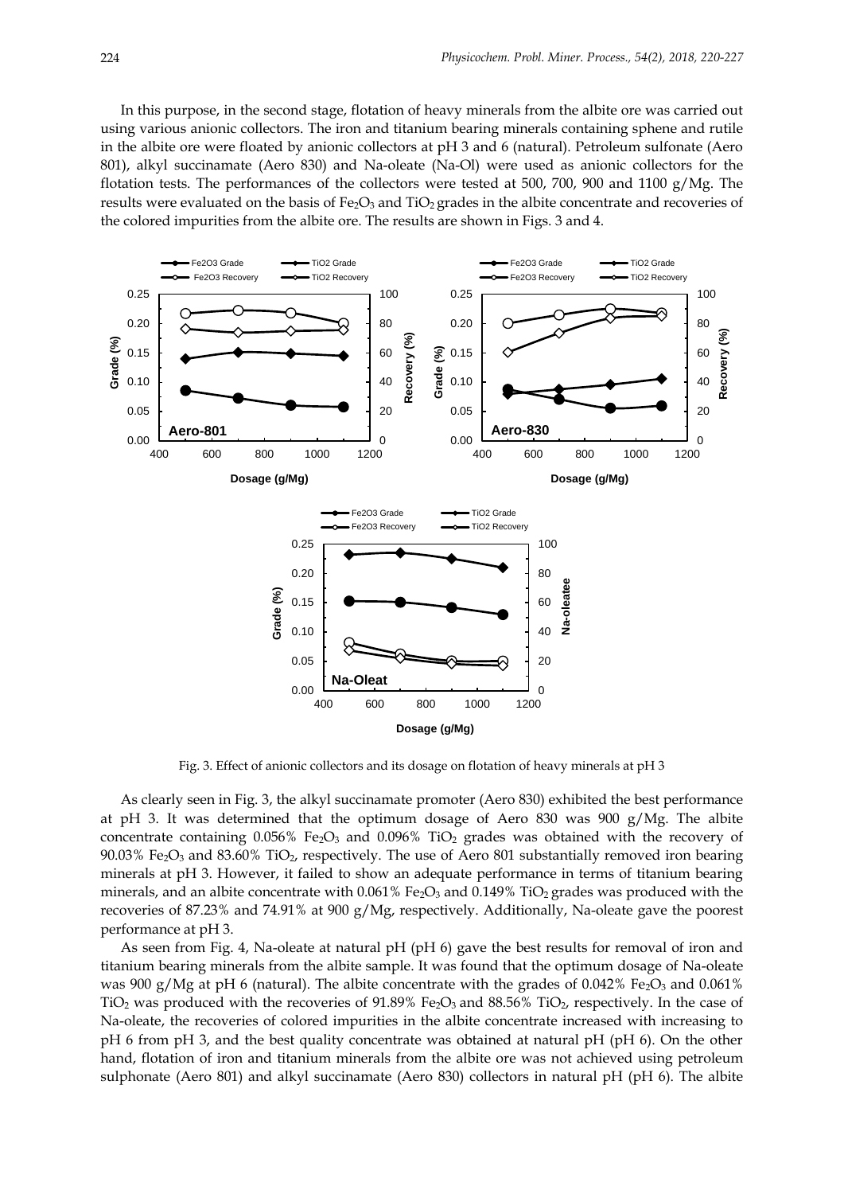In this purpose, in the second stage, flotation of heavy minerals from the albite ore was carried out using various anionic collectors. The iron and titanium bearing minerals containing sphene and rutile in the albite ore were floated by anionic collectors at pH 3 and 6 (natural). Petroleum sulfonate (Aero 801), alkyl succinamate (Aero 830) and Na-oleate (Na-Ol) were used as anionic collectors for the flotation tests. The performances of the collectors were tested at 500, 700, 900 and 1100 g/Mg. The results were evaluated on the basis of $Fe_2O_3$ and $TiO_2$ grades in the albite concentrate and recoveries of the colored impurities from the albite ore. The results are shown in Figs. 3 and 4.

Fig. 3. Effect of anionic collectors and its dosage on flotation of heavy minerals at pH 3

As clearly seen in Fig. 3, the alkyl succinamate promoter (Aero 830) exhibited the best performance at pH 3. It was determined that the optimum dosage of Aero 830 was 900 g/Mg. The albite concentrate containing 0.056% $Fe_2O_3$ and 0.096% $TiO_2$ grades was obtained with the recovery of 90.03% $Fe_2O_3$ and 83.60% $TiO_2$, respectively. The use of Aero 801 substantially removed iron bearing minerals at pH 3. However, it failed to show an adequate performance in terms of titanium bearing minerals, and an albite concentrate with 0.061% $Fe_2O_3$ and 0.149% $TiO_2$ grades was produced with the recoveries of 87.23% and 74.91% at 900 g/Mg, respectively. Additionally, Na-oleate gave the poorest performance at pH 3.

As seen from Fig. 4, Na-oleate at natural pH (pH 6) gave the best results for removal of iron and titanium bearing minerals from the albite sample. It was found that the optimum dosage of Na-oleate was 900 g/Mg at pH 6 (natural). The albite concentrate with the grades of 0.042% $Fe_2O_3$ and 0.061% $TiO_2$ was produced with the recoveries of 91.89% $Fe_2O_3$ and 88.56% $TiO_2$, respectively. In the case of Na-oleate, the recoveries of colored impurities in the albite concentrate increased with increasing to pH 6 from pH 3, and the best quality concentrate was obtained at natural pH (pH 6). On the other hand, flotation of iron and titanium minerals from the albite ore was not achieved using petroleum sulphonate (Aero 801) and alkyl succinamate (Aero 830) collectors in natural pH (pH 6). The albite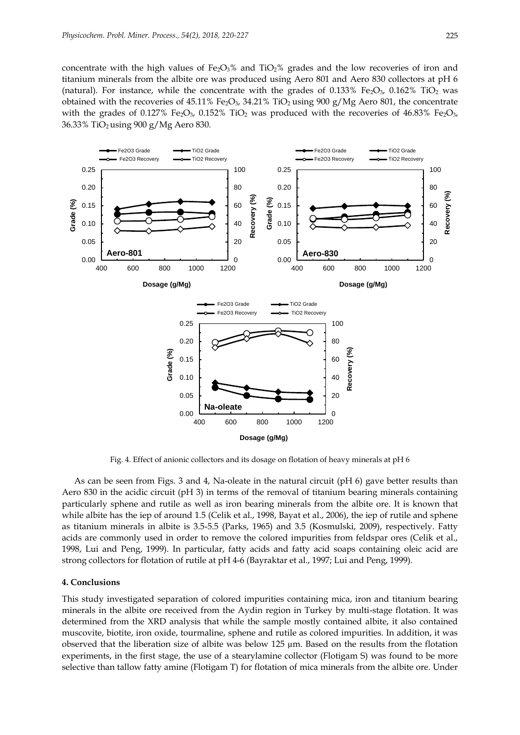concentrate with the high values of $Fe_2O_3$% and $TiO_2$% grades and the low recoveries of iron and titanium minerals from the albite ore was produced using Aero 801 and Aero 830 collectors at pH 6 (natural). For instance, while the concentrate with the grades of 0.133% $Fe_2O_3$, 0.162% $TiO_2$ was obtained with the recoveries of 45.11% $Fe_2O_3$, 34.21% $TiO_2$ using 900 g/Mg Aero 801, the concentrate with the grades of 0.127% $Fe_2O_3$, 0.152% $TiO_2$ was produced with the recoveries of 46.83% $Fe_2O_3$, 36.33% $TiO_2$ using 900 g/Mg Aero 830.

Fig. 4. Effect of anionic collectors and its dosage on flotation of heavy minerals at pH 6

As can be seen from Figs. 3 and 4, Na-oleate in the natural circuit (pH 6) gave better results than Aero 830 in the acidic circuit (pH 3) in terms of the removal of titanium bearing minerals containing particularly sphene and rutile as well as iron bearing minerals from the albite ore. It is known that while albite has the iep of around 1.5 (Celik et al., 1998, Bayat et al., 2006), the iep of rutile and sphene as titanium minerals in albite is 3.5-5.5 (Parks, 1965) and 3.5 (Kosmulski, 2009), respectively. Fatty acids are commonly used in order to remove the colored impurities from feldspar ores (Celik et al., 1998, Lui and Peng, 1999). In particular, fatty acids and fatty acid soaps containing oleic acid are strong collectors for flotation of rutile at pH 4-6 (Bayraktar et al., 1997; Lui and Peng, 1999).

## 4. Conclusions

This study investigated separation of colored impurities containing mica, iron and titanium bearing minerals in the albite ore received from the Aydin region in Turkey by multi-stage flotation. It was determined from the XRD analysis that while the sample mostly contained albite, it also contained muscovite, biotite, iron oxide, tourmaline, sphene and rutile as colored impurities. In addition, it was observed that the liberation size of albite was below 125 µm. Based on the results from the flotation experiments, in the first stage, the use of a stearylamine collector (Flotigam S) was found to be more selective than tallow fatty amine (Flotigam T) for flotation of mica minerals from the albite ore. Under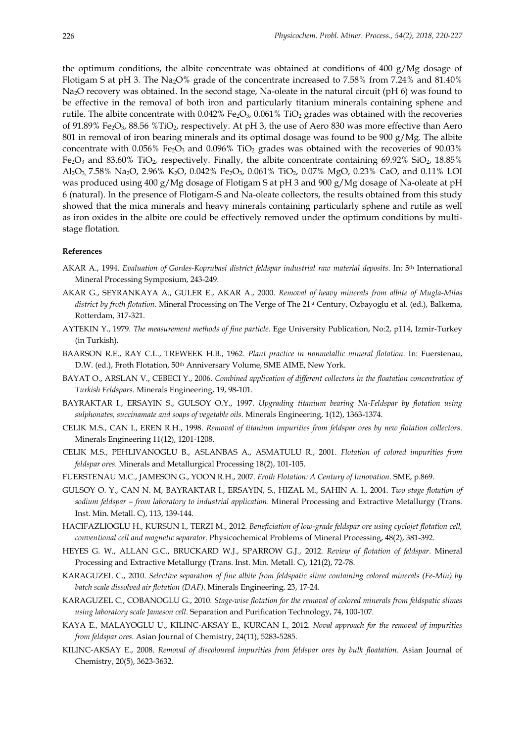the optimum conditions, the albite concentrate was obtained at conditions of 400 g/Mg dosage of Flotigam S at pH 3. The $Na_2O$% grade of the concentrate increased to 7.58% from 7.24% and 81.40% $Na_2O$ recovery was obtained. In the second stage, Na-oleate in the natural circuit (pH 6) was found to be effective in the removal of both iron and particularly titanium minerals containing sphene and rutile. The albite concentrate with 0.042% $Fe_2O_3$, 0.061% $TiO_2$ grades was obtained with the recoveries of 91.89% $Fe_2O_3$, 88.56 %$TiO_2$, respectively. At pH 3, the use of Aero 830 was more effective than Aero 801 in removal of iron bearing minerals and its optimal dosage was found to be 900 g/Mg. The albite concentrate with 0.056% $Fe_2O_3$ and 0.096% $TiO_2$ grades was obtained with the recoveries of 90.03% $Fe_2O_3$ and 83.60% $TiO_2$, respectively. Finally, the albite concentrate containing 69.92% $SiO_2$, 18.85% $Al_2O_3$, 7.58% $Na_2O$, 2.96% $K_2O$, 0.042% $Fe_2O_3$, 0.061% $TiO_2$, 0.07% MgO, 0.23% CaO, and 0.11% LOI was produced using 400 g/Mg dosage of Flotigam S at pH 3 and 900 g/Mg dosage of Na-oleate at pH 6 (natural). In the presence of Flotigam-S and Na-oleate collectors, the results obtained from this study showed that the mica minerals and heavy minerals containing particularly sphene and rutile as well as iron oxides in the albite ore could be effectively removed under the optimum conditions by multi-stage flotation.

**References**

AKAR A., 1994. *Evaluation of Gordes-Koprubasi district feldspar industrial raw material deposits*. In: 5th International Mineral Processing Symposium, 243-249.

AKAR G., SEYRANKAYA A., GULER E., AKAR A., 2000. *Removal of heavy minerals from albite of Mugla-Milas district by froth flotation*. Mineral Processing on The Verge of The 21st Century, Ozbayoglu et al. (ed.), Balkema, Rotterdam, 317-321.

AYTEKIN Y., 1979. *The measurement methods of fine particle*. Ege University Publication, No:2, p114, Izmir-Turkey (in Turkish).

BAARSON R.E., RAY C.L., TREWEEK H.B., 1962. *Plant practice in nonmetallic mineral flotation*. In: Fuerstenau, D.W. (ed.), Froth Flotation, 50th Anniversary Volume, SME AIME, New York.

BAYAT O., ARSLAN V., CEBECI Y., 2006. *Combined application of different collectors in the floatation concentration of Turkish Feldspars*. Minerals Engineering, 19, 98-101.

BAYRAKTAR I., ERSAYIN S., GULSOY O.Y., 1997. *Upgrading titanium bearing Na-Feldspar by flotation using sulphonates, succinamate and soaps of vegetable oils*. Minerals Engineering, 1(12), 1363-1374.

CELIK M.S., CAN I., EREN R.H., 1998. *Removal of titanium impurities from feldspar ores by new flotation collectors*. Minerals Engineering 11(12), 1201-1208.

CELIK M.S., PEHLIVANOGLU B., ASLANBAS A., ASMATULU R., 2001. *Flotation of colored impurities from feldspar ores*. Minerals and Metallurgical Processing 18(2), 101-105.

FUERSTENAU M.C., JAMESON G., YOON R.H., 2007. *Froth Flotation: A Century of Innovation*. SME, p.869.

GULSOY O. Y., CAN N. M, BAYRAKTAR I., ERSAYIN, S., HIZAL M., SAHIN A. I., 2004. *Two stage flotation of sodium feldspar – from laboratory to industrial application*. Mineral Processing and Extractive Metallurgy (Trans. Inst. Min. Metall. C), 113, 139-144.

HACIFAZLIOGLU H., KURSUN I., TERZI M., 2012. *Beneficiation of low-grade feldspar ore using cyclojet flotation cell, conventional cell and magnetic separator*. Physicochemical Problems of Mineral Processing, 48(2), 381-392.

HEYES G. W., ALLAN G.C., BRUCKARD W.J., SPARROW G.J., 2012. *Review of flotation of feldspar*. Mineral Processing and Extractive Metallurgy (Trans. Inst. Min. Metall. C), 121(2), 72-78.

KARAGUZEL C., 2010. *Selective separation of fine albite from feldspatic slime containing colored minerals (Fe-Min) by batch scale dissolved air flotation (DAF)*. Minerals Engineering, 23, 17-24.

KARAGUZEL C., COBANOGLU G., 2010. *Stage-wise flotation for the removal of colored minerals from feldspatic slimes using laboratory scale Jameson cell*. Separation and Purification Technology, 74, 100-107.

KAYA E., MALAYOGLU U., KILINC-AKSAY E., KURCAN I., 2012. *Noval approach for the removal of impurities from feldspar ores*. Asian Journal of Chemistry, 24(11), 5283-5285.

KILINC-AKSAY E., 2008. *Removal of discoloured impurities from feldspar ores by bulk floatation*. Asian Journal of Chemistry, 20(5), 3623-3632.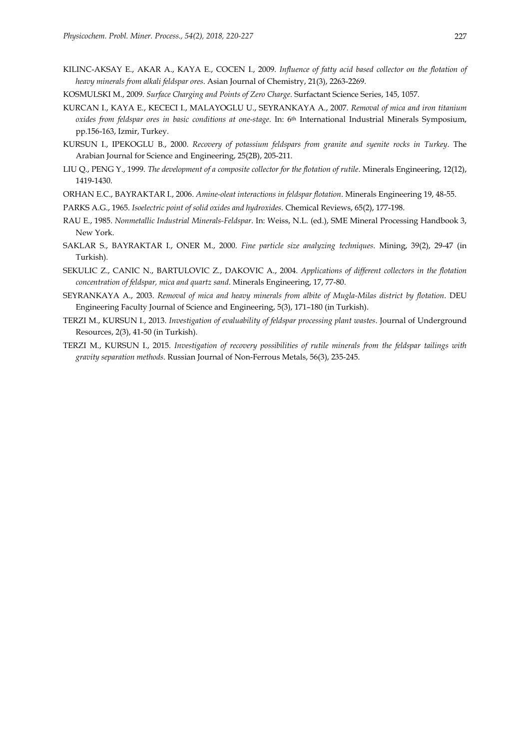KILINC-AKSAY E., AKAR A., KAYA E., COCEN I., 2009. *Influence of fatty acid based collector on the flotation of heavy minerals from alkali feldspar ores*. Asian Journal of Chemistry, 21(3), 2263-2269.

KOSMULSKI M., 2009. *Surface Charging and Points of Zero Charge*. Surfactant Science Series, 145, 1057.

KURCAN I., KAYA E., KECECI I., MALAYOGLU U., SEYRANKAYA A., 2007. *Removal of mica and iron titanium oxides from feldspar ores in basic conditions at one-stage*. In: 6th International Industrial Minerals Symposium, pp.156-163, Izmir, Turkey.

KURSUN I., IPEKOGLU B., 2000. *Recovery of potassium feldspars from granite and syenite rocks in Turkey*. The Arabian Journal for Science and Engineering, 25(2B), 205-211.

LIU Q., PENG Y., 1999. *The development of a composite collector for the flotation of rutile*. Minerals Engineering, 12(12), 1419-1430.

ORHAN E.C., BAYRAKTAR I., 2006. *Amine-oleat interactions in feldspar flotation*. Minerals Engineering 19, 48-55.

PARKS A.G., 1965. *Isoelectric point of solid oxides and hydroxides*. Chemical Reviews, 65(2), 177-198.

RAU E., 1985. *Nonmetallic Industrial Minerals-Feldspar*. In: Weiss, N.L. (ed.), SME Mineral Processing Handbook 3, New York.

SAKLAR S., BAYRAKTAR I., ONER M., 2000. *Fine particle size analyzing techniques*. Mining, 39(2), 29-47 (in Turkish).

SEKULIC Z., CANIC N., BARTULOVIC Z., DAKOVIC A., 2004. *Applications of different collectors in the flotation concentration of feldspar, mica and quartz sand*. Minerals Engineering, 17, 77-80.

SEYRANKAYA A., 2003. *Removal of mica and heavy minerals from albite of Mugla-Milas district by flotation*. DEU Engineering Faculty Journal of Science and Engineering, 5(3), 171–180 (in Turkish).

TERZI M., KURSUN I., 2013. *Investigation of evaluability of feldspar processing plant wastes*. Journal of Underground Resources, 2(3), 41-50 (in Turkish).

TERZI M., KURSUN I., 2015. *Investigation of recovery possibilities of rutile minerals from the feldspar tailings with gravity separation methods*. Russian Journal of Non-Ferrous Metals, 56(3), 235-245.